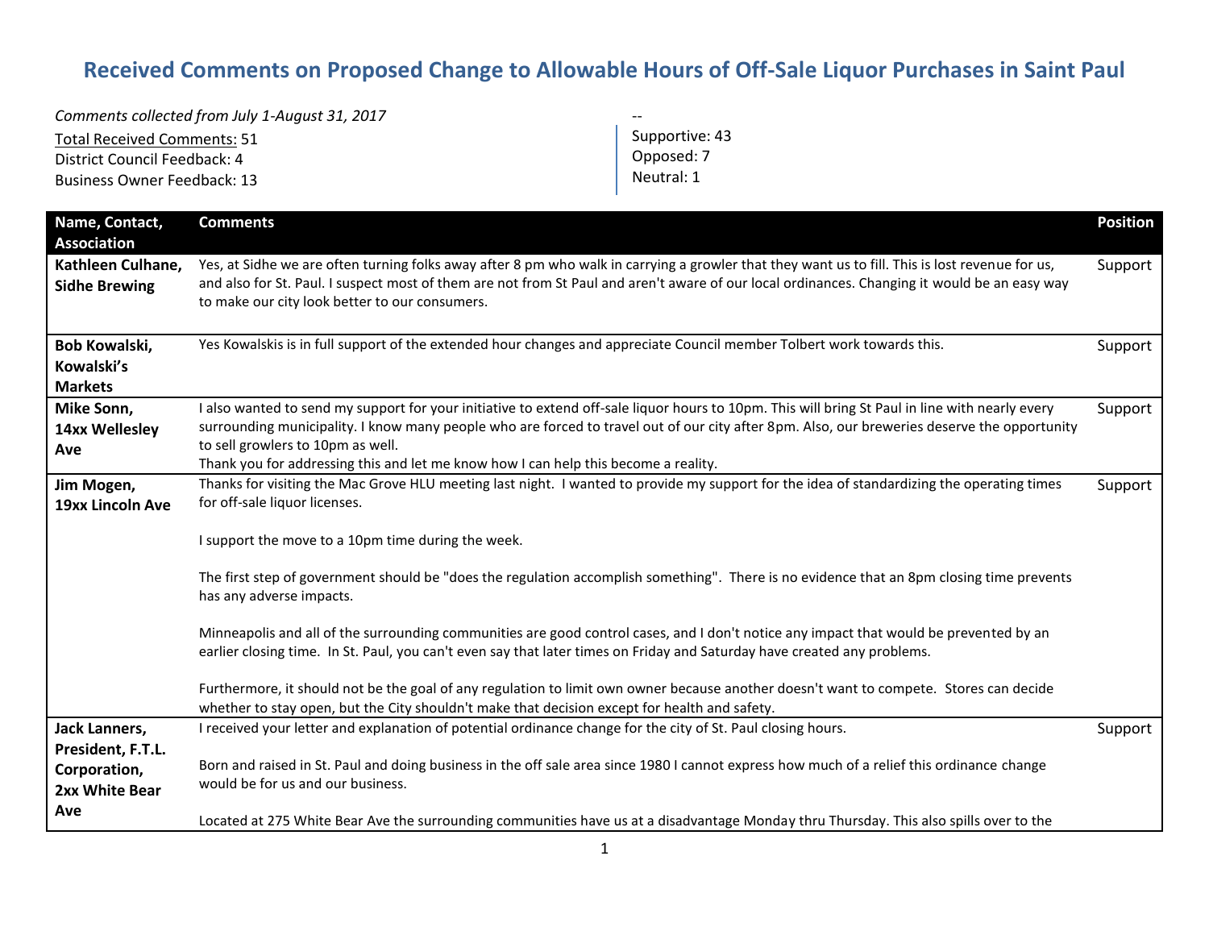# Received Comments on Proposed Change to Allowable Hours of Off-Sale Liquor Purchases in Saint Paul

*Comments collected from July 1-August 31, 2017*

Total Received Comments: 51
District Council Feedback: 4
Business Owner Feedback: 13

--
Supportive: 43
Opposed: 7
Neutral: 1

| Name, Contact, Association | Comments | Position |
|---|---|---|
| **Kathleen Culhane, Sidhe Brewing** | Yes, at Sidhe we are often turning folks away after 8 pm who walk in carrying a growler that they want us to fill. This is lost revenue for us, and also for St. Paul. I suspect most of them are not from St Paul and aren't aware of our local ordinances. Changing it would be an easy way to make our city look better to our consumers. | Support |
| **Bob Kowalski, Kowalski's Markets** | Yes Kowalskis is in full support of the extended hour changes and appreciate Council member Tolbert work towards this. | Support |
| **Mike Sonn, 14xx Wellesley Ave** | I also wanted to send my support for your initiative to extend off-sale liquor hours to 10pm. This will bring St Paul in line with nearly every surrounding municipality. I know many people who are forced to travel out of our city after 8pm. Also, our breweries deserve the opportunity to sell growlers to 10pm as well.<br>Thank you for addressing this and let me know how I can help this become a reality. | Support |
| **Jim Mogen, 19xx Lincoln Ave** | Thanks for visiting the Mac Grove HLU meeting last night. I wanted to provide my support for the idea of standardizing the operating times for off-sale liquor licenses.<br><br>I support the move to a 10pm time during the week.<br><br>The first step of government should be "does the regulation accomplish something". There is no evidence that an 8pm closing time prevents has any adverse impacts.<br><br>Minneapolis and all of the surrounding communities are good control cases, and I don't notice any impact that would be prevented by an earlier closing time. In St. Paul, you can't even say that later times on Friday and Saturday have created any problems.<br><br>Furthermore, it should not be the goal of any regulation to limit own owner because another doesn't want to compete. Stores can decide whether to stay open, but the City shouldn't make that decision except for health and safety. | Support |
| **Jack Lanners, President, F.T.L. Corporation, 2xx White Bear Ave** | I received your letter and explanation of potential ordinance change for the city of St. Paul closing hours.<br><br>Born and raised in St. Paul and doing business in the off sale area since 1980 I cannot express how much of a relief this ordinance change would be for us and our business.<br><br>Located at 275 White Bear Ave the surrounding communities have us at a disadvantage Monday thru Thursday. This also spills over to the | Support |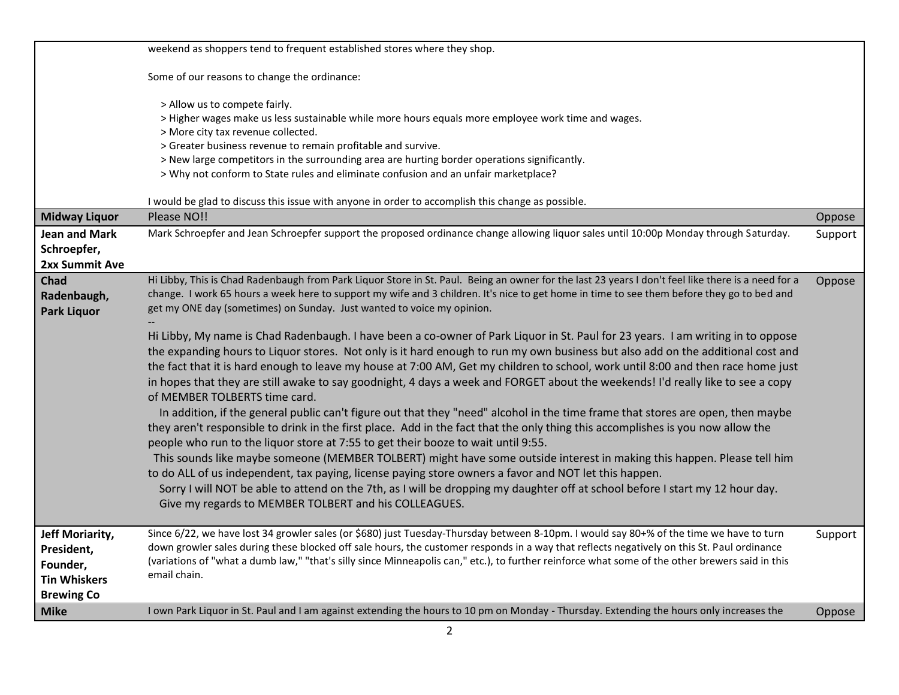| | | |
|---|---|---|
| | weekend as shoppers tend to frequent established stores where they shop.<br><br>Some of our reasons to change the ordinance:<br><br>> Allow us to compete fairly.<br>> Higher wages make us less sustainable while more hours equals more employee work time and wages.<br>> More city tax revenue collected.<br>> Greater business revenue to remain profitable and survive.<br>> New large competitors in the surrounding area are hurting border operations significantly.<br>> Why not conform to State rules and eliminate confusion and an unfair marketplace?<br><br>I would be glad to discuss this issue with anyone in order to accomplish this change as possible. | |
| **Midway Liquor** | Please NO!! | Oppose |
| **Jean and Mark Schroepfer, 2xx Summit Ave** | Mark Schroepfer and Jean Schroepfer support the proposed ordinance change allowing liquor sales until 10:00p Monday through Saturday. | Support |
| **Chad Radenbaugh, Park Liquor** | Hi Libby, This is Chad Radenbaugh from Park Liquor Store in St. Paul. Being an owner for the last 23 years I don't feel like there is a need for a change. I work 65 hours a week here to support my wife and 3 children. It's nice to get home in time to see them before they go to bed and get my ONE day (sometimes) on Sunday. Just wanted to voice my opinion.<br>--<br>Hi Libby, My name is Chad Radenbaugh. I have been a co-owner of Park Liquor in St. Paul for 23 years. I am writing in to oppose the expanding hours to Liquor stores. Not only is it hard enough to run my own business but also add on the additional cost and the fact that it is hard enough to leave my house at 7:00 AM, Get my children to school, work until 8:00 and then race home just in hopes that they are still awake to say goodnight, 4 days a week and FORGET about the weekends! I'd really like to see a copy of MEMBER TOLBERTS time card.<br>In addition, if the general public can't figure out that they "need" alcohol in the time frame that stores are open, then maybe they aren't responsible to drink in the first place. Add in the fact that the only thing this accomplishes is you now allow the people who run to the liquor store at 7:55 to get their booze to wait until 9:55.<br>This sounds like maybe someone (MEMBER TOLBERT) might have some outside interest in making this happen. Please tell him to do ALL of us independent, tax paying, license paying store owners a favor and NOT let this happen.<br>Sorry I will NOT be able to attend on the 7th, as I will be dropping my daughter off at school before I start my 12 hour day.<br>Give my regards to MEMBER TOLBERT and his COLLEAGUES. | Oppose |
| **Jeff Moriarity, President, Founder, Tin Whiskers Brewing Co** | Since 6/22, we have lost 34 growler sales (or $680) just Tuesday-Thursday between 8-10pm. I would say 80+% of the time we have to turn down growler sales during these blocked off sale hours, the customer responds in a way that reflects negatively on this St. Paul ordinance (variations of "what a dumb law," "that's silly since Minneapolis can," etc.), to further reinforce what some of the other brewers said in this email chain. | Support |
| **Mike** | I own Park Liquor in St. Paul and I am against extending the hours to 10 pm on Monday - Thursday. Extending the hours only increases the | Oppose |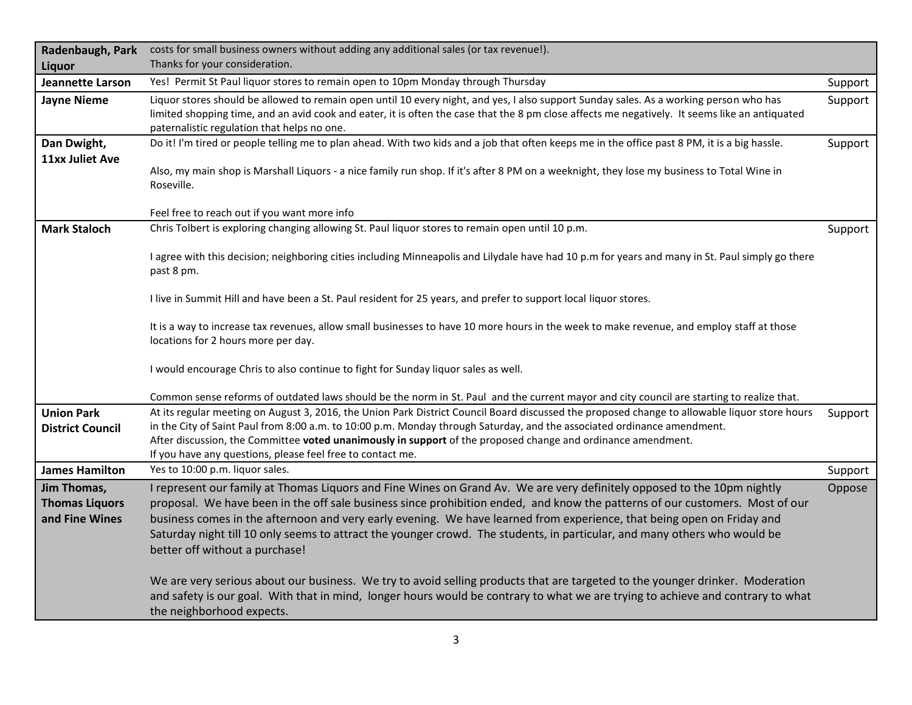| | | |
|---|---|---|
| **Radenbaugh, Park Liquor** | costs for small business owners without adding any additional sales (or tax revenue!).<br>Thanks for your consideration. | |
| **Jeannette Larson** | Yes! Permit St Paul liquor stores to remain open to 10pm Monday through Thursday | Support |
| **Jayne Nieme** | Liquor stores should be allowed to remain open until 10 every night, and yes, I also support Sunday sales. As a working person who has limited shopping time, and an avid cook and eater, it is often the case that the 8 pm close affects me negatively. It seems like an antiquated paternalistic regulation that helps no one. | Support |
| **Dan Dwight, 11xx Juliet Ave** | Do it! I'm tired or people telling me to plan ahead. With two kids and a job that often keeps me in the office past 8 PM, it is a big hassle.<br><br>Also, my main shop is Marshall Liquors - a nice family run shop. If it's after 8 PM on a weeknight, they lose my business to Total Wine in Roseville.<br><br>Feel free to reach out if you want more info | Support |
| **Mark Staloch** | Chris Tolbert is exploring changing allowing St. Paul liquor stores to remain open until 10 p.m.<br><br>I agree with this decision; neighboring cities including Minneapolis and Lilydale have had 10 p.m for years and many in St. Paul simply go there past 8 pm.<br><br>I live in Summit Hill and have been a St. Paul resident for 25 years, and prefer to support local liquor stores.<br><br>It is a way to increase tax revenues, allow small businesses to have 10 more hours in the week to make revenue, and employ staff at those locations for 2 hours more per day.<br><br>I would encourage Chris to also continue to fight for Sunday liquor sales as well.<br><br>Common sense reforms of outdated laws should be the norm in St. Paul and the current mayor and city council are starting to realize that. | Support |
| **Union Park District Council** | At its regular meeting on August 3, 2016, the Union Park District Council Board discussed the proposed change to allowable liquor store hours in the City of Saint Paul from 8:00 a.m. to 10:00 p.m. Monday through Saturday, and the associated ordinance amendment.<br>After discussion, the Committee **voted unanimously in support** of the proposed change and ordinance amendment.<br>If you have any questions, please feel free to contact me. | Support |
| **James Hamilton** | Yes to 10:00 p.m. liquor sales. | Support |
| **Jim Thomas, Thomas Liquors and Fine Wines** | I represent our family at Thomas Liquors and Fine Wines on Grand Av. We are very definitely opposed to the 10pm nightly proposal. We have been in the off sale business since prohibition ended, and know the patterns of our customers. Most of our business comes in the afternoon and very early evening. We have learned from experience, that being open on Friday and Saturday night till 10 only seems to attract the younger crowd. The students, in particular, and many others who would be better off without a purchase!<br><br>We are very serious about our business. We try to avoid selling products that are targeted to the younger drinker. Moderation and safety is our goal. With that in mind, longer hours would be contrary to what we are trying to achieve and contrary to what the neighborhood expects. | Oppose |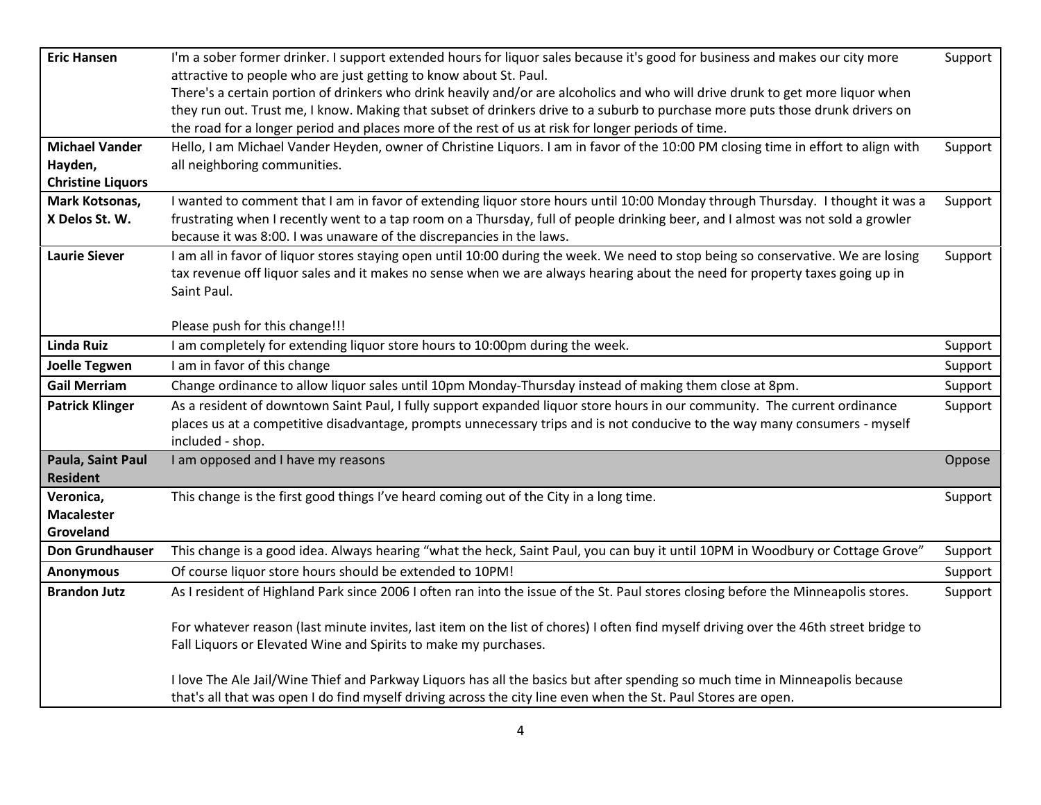| Name | Comment | Position |
|---|---|---|
| **Eric Hansen** | I'm a sober former drinker. I support extended hours for liquor sales because it's good for business and makes our city more attractive to people who are just getting to know about St. Paul.<br>There's a certain portion of drinkers who drink heavily and/or are alcoholics and who will drive drunk to get more liquor when they run out. Trust me, I know. Making that subset of drinkers drive to a suburb to purchase more puts those drunk drivers on the road for a longer period and places more of the rest of us at risk for longer periods of time. | Support |
| **Michael Vander Hayden, Christine Liquors** | Hello, I am Michael Vander Heyden, owner of Christine Liquors. I am in favor of the 10:00 PM closing time in effort to align with all neighboring communities. | Support |
| **Mark Kotsonas, X Delos St. W.** | I wanted to comment that I am in favor of extending liquor store hours until 10:00 Monday through Thursday. I thought it was a frustrating when I recently went to a tap room on a Thursday, full of people drinking beer, and I almost was not sold a growler because it was 8:00. I was unaware of the discrepancies in the laws. | Support |
| **Laurie Siever** | I am all in favor of liquor stores staying open until 10:00 during the week. We need to stop being so conservative. We are losing tax revenue off liquor sales and it makes no sense when we are always hearing about the need for property taxes going up in Saint Paul.<br><br>Please push for this change!!! | Support |
| **Linda Ruiz** | I am completely for extending liquor store hours to 10:00pm during the week. | Support |
| **Joelle Tegwen** | I am in favor of this change | Support |
| **Gail Merriam** | Change ordinance to allow liquor sales until 10pm Monday-Thursday instead of making them close at 8pm. | Support |
| **Patrick Klinger** | As a resident of downtown Saint Paul, I fully support expanded liquor store hours in our community. The current ordinance places us at a competitive disadvantage, prompts unnecessary trips and is not conducive to the way many consumers - myself included - shop. | Support |
| **Paula, Saint Paul Resident** | I am opposed and I have my reasons | Oppose |
| **Veronica, Macalester Groveland** | This change is the first good things I've heard coming out of the City in a long time. | Support |
| **Don Grundhauser** | This change is a good idea. Always hearing "what the heck, Saint Paul, you can buy it until 10PM in Woodbury or Cottage Grove" | Support |
| **Anonymous** | Of course liquor store hours should be extended to 10PM! | Support |
| **Brandon Jutz** | As I resident of Highland Park since 2006 I often ran into the issue of the St. Paul stores closing before the Minneapolis stores.<br><br>For whatever reason (last minute invites, last item on the list of chores) I often find myself driving over the 46th street bridge to Fall Liquors or Elevated Wine and Spirits to make my purchases.<br><br>I love The Ale Jail/Wine Thief and Parkway Liquors has all the basics but after spending so much time in Minneapolis because that's all that was open I do find myself driving across the city line even when the St. Paul Stores are open. | Support |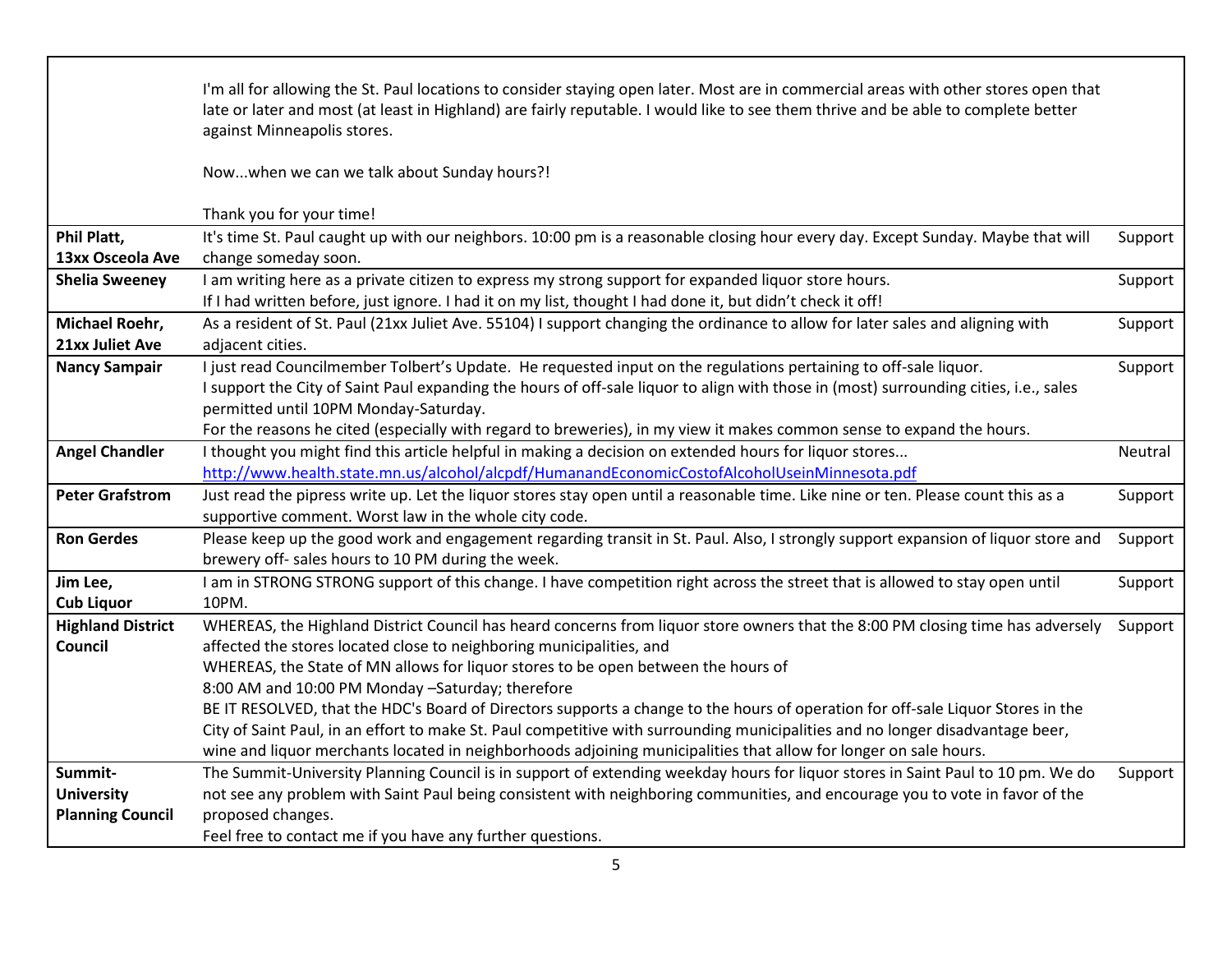| | | |
|---|---|---|
| | I'm all for allowing the St. Paul locations to consider staying open later. Most are in commercial areas with other stores open that late or later and most (at least in Highland) are fairly reputable. I would like to see them thrive and be able to complete better against Minneapolis stores.<br><br>Now...when we can we talk about Sunday hours?!<br><br>Thank you for your time! | |
| **Phil Platt, 13xx Osceola Ave** | It's time St. Paul caught up with our neighbors. 10:00 pm is a reasonable closing hour every day. Except Sunday. Maybe that will change someday soon. | Support |
| **Shelia Sweeney** | I am writing here as a private citizen to express my strong support for expanded liquor store hours.<br>If I had written before, just ignore. I had it on my list, thought I had done it, but didn't check it off! | Support |
| **Michael Roehr, 21xx Juliet Ave** | As a resident of St. Paul (21xx Juliet Ave. 55104) I support changing the ordinance to allow for later sales and aligning with adjacent cities. | Support |
| **Nancy Sampair** | I just read Councilmember Tolbert's Update. He requested input on the regulations pertaining to off-sale liquor.<br>I support the City of Saint Paul expanding the hours of off-sale liquor to align with those in (most) surrounding cities, i.e., sales permitted until 10PM Monday-Saturday.<br>For the reasons he cited (especially with regard to breweries), in my view it makes common sense to expand the hours. | Support |
| **Angel Chandler** | I thought you might find this article helpful in making a decision on extended hours for liquor stores...<br>http://www.health.state.mn.us/alcohol/alcpdf/HumanandEconomicCostofAlcoholUseinMinnesota.pdf | Neutral |
| **Peter Grafstrom** | Just read the pipress write up. Let the liquor stores stay open until a reasonable time. Like nine or ten. Please count this as a supportive comment. Worst law in the whole city code. | Support |
| **Ron Gerdes** | Please keep up the good work and engagement regarding transit in St. Paul. Also, I strongly support expansion of liquor store and brewery off- sales hours to 10 PM during the week. | Support |
| **Jim Lee, Cub Liquor** | I am in STRONG STRONG support of this change. I have competition right across the street that is allowed to stay open until 10PM. | Support |
| **Highland District Council** | WHEREAS, the Highland District Council has heard concerns from liquor store owners that the 8:00 PM closing time has adversely affected the stores located close to neighboring municipalities, and<br>WHEREAS, the State of MN allows for liquor stores to be open between the hours of<br>8:00 AM and 10:00 PM Monday –Saturday; therefore<br>BE IT RESOLVED, that the HDC's Board of Directors supports a change to the hours of operation for off-sale Liquor Stores in the City of Saint Paul, in an effort to make St. Paul competitive with surrounding municipalities and no longer disadvantage beer, wine and liquor merchants located in neighborhoods adjoining municipalities that allow for longer on sale hours. | Support |
| **Summit-University Planning Council** | The Summit-University Planning Council is in support of extending weekday hours for liquor stores in Saint Paul to 10 pm. We do not see any problem with Saint Paul being consistent with neighboring communities, and encourage you to vote in favor of the proposed changes.<br>Feel free to contact me if you have any further questions. | Support |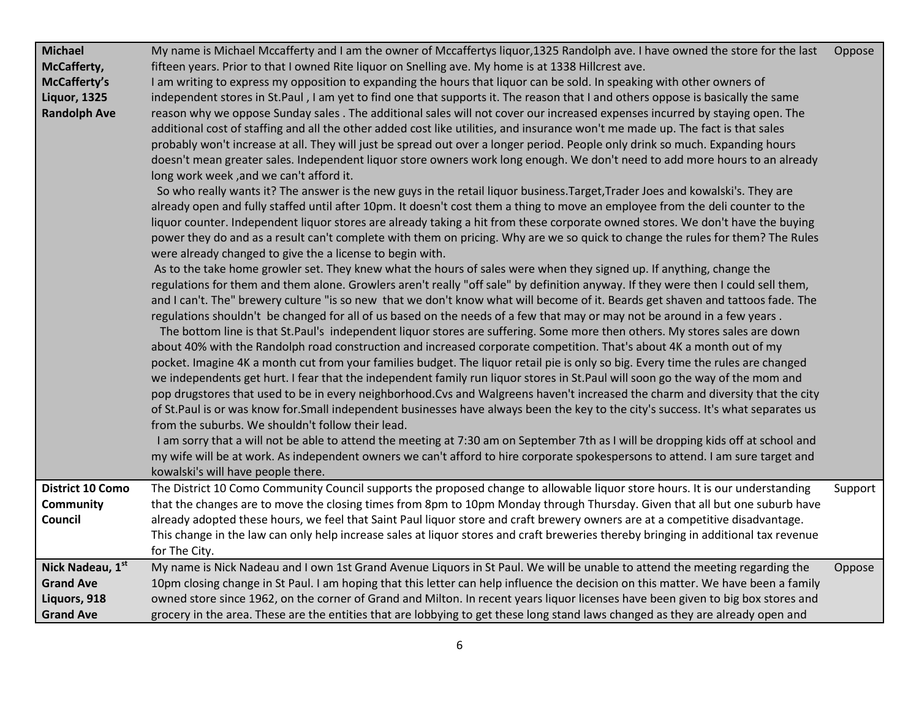| | | |
|---|---|---|
| **Michael McCafferty, McCafferty's Liquor, 1325 Randolph Ave** | My name is Michael Mccafferty and I am the owner of Mccaffertys liquor,1325 Randolph ave. I have owned the store for the last fifteen years. Prior to that I owned Rite liquor on Snelling ave. My home is at 1338 Hillcrest ave.<br>I am writing to express my opposition to expanding the hours that liquor can be sold. In speaking with other owners of independent stores in St.Paul , I am yet to find one that supports it. The reason that I and others oppose is basically the same reason why we oppose Sunday sales . The additional sales will not cover our increased expenses incurred by staying open. The additional cost of staffing and all the other added cost like utilities, and insurance won't me made up. The fact is that sales probably won't increase at all. They will just be spread out over a longer period. People only drink so much. Expanding hours doesn't mean greater sales. Independent liquor store owners work long enough. We don't need to add more hours to an already long work week ,and we can't afford it.<br>So who really wants it? The answer is the new guys in the retail liquor business.Target,Trader Joes and kowalski's. They are already open and fully staffed until after 10pm. It doesn't cost them a thing to move an employee from the deli counter to the liquor counter. Independent liquor stores are already taking a hit from these corporate owned stores. We don't have the buying power they do and as a result can't complete with them on pricing. Why are we so quick to change the rules for them? The Rules were already changed to give the a license to begin with.<br>As to the take home growler set. They knew what the hours of sales were when they signed up. If anything, change the regulations for them and them alone. Growlers aren't really "off sale" by definition anyway. If they were then I could sell them, and I can't. The" brewery culture "is so new that we don't know what will become of it. Beards get shaven and tattoos fade. The regulations shouldn't be changed for all of us based on the needs of a few that may or may not be around in a few years .<br>The bottom line is that St.Paul's independent liquor stores are suffering. Some more then others. My stores sales are down about 40% with the Randolph road construction and increased corporate competition. That's about 4K a month out of my pocket. Imagine 4K a month cut from your families budget. The liquor retail pie is only so big. Every time the rules are changed we independents get hurt. I fear that the independent family run liquor stores in St.Paul will soon go the way of the mom and pop drugstores that used to be in every neighborhood.Cvs and Walgreens haven't increased the charm and diversity that the city of St.Paul is or was know for.Small independent businesses have always been the key to the city's success. It's what separates us from the suburbs. We shouldn't follow their lead.<br>I am sorry that a will not be able to attend the meeting at 7:30 am on September 7th as I will be dropping kids off at school and my wife will be at work. As independent owners we can't afford to hire corporate spokespersons to attend. I am sure target and kowalski's will have people there. | Oppose |
| **District 10 Como Community Council** | The District 10 Como Community Council supports the proposed change to allowable liquor store hours. It is our understanding that the changes are to move the closing times from 8pm to 10pm Monday through Thursday. Given that all but one suburb have already adopted these hours, we feel that Saint Paul liquor store and craft brewery owners are at a competitive disadvantage. This change in the law can only help increase sales at liquor stores and craft breweries thereby bringing in additional tax revenue for The City. | Support |
| **Nick Nadeau, 1st Grand Ave Liquors, 918 Grand Ave** | My name is Nick Nadeau and I own 1st Grand Avenue Liquors in St Paul. We will be unable to attend the meeting regarding the 10pm closing change in St Paul. I am hoping that this letter can help influence the decision on this matter. We have been a family owned store since 1962, on the corner of Grand and Milton. In recent years liquor licenses have been given to big box stores and grocery in the area. These are the entities that are lobbying to get these long stand laws changed as they are already open and | Oppose |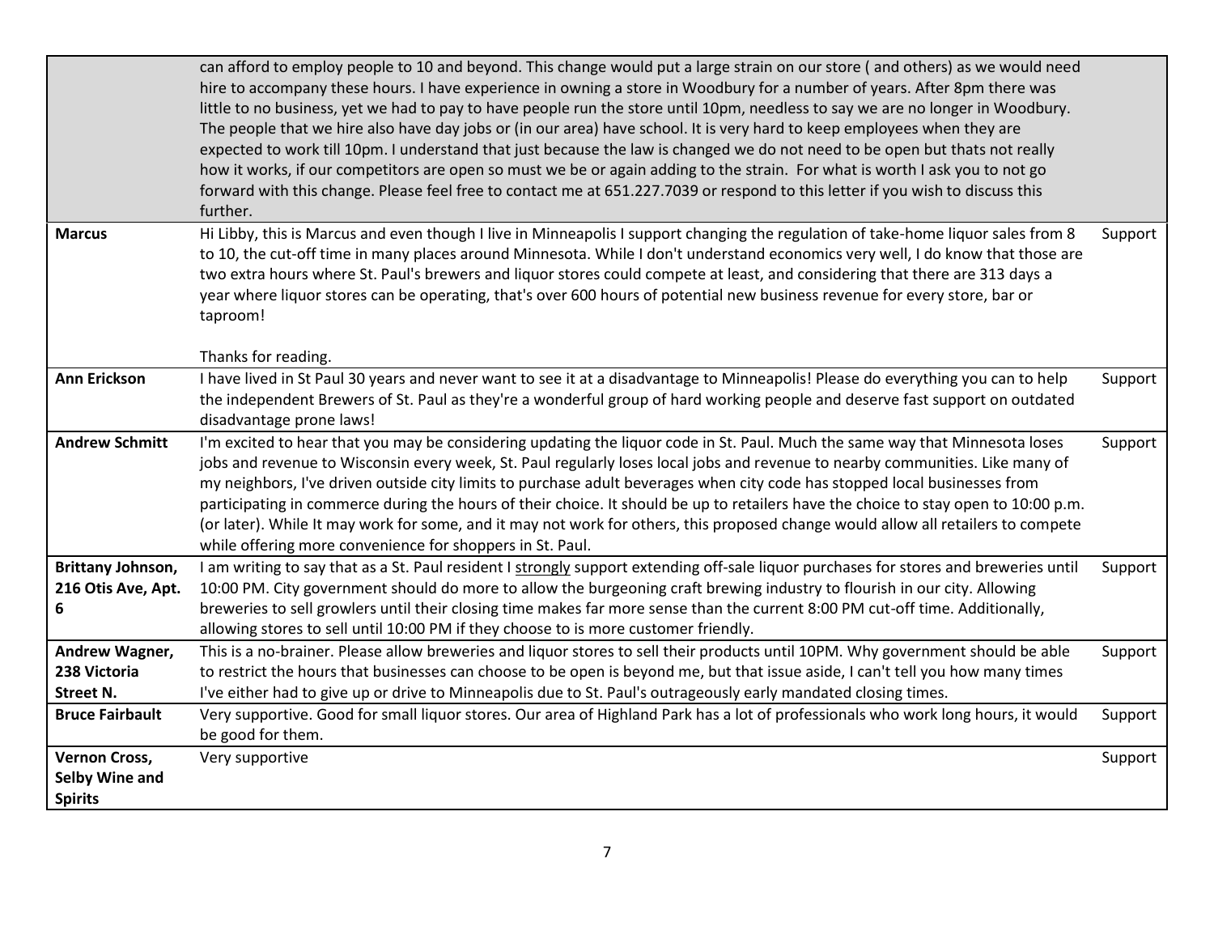| | | |
|---|---|---|
| | can afford to employ people to 10 and beyond. This change would put a large strain on our store ( and others) as we would need hire to accompany these hours. I have experience in owning a store in Woodbury for a number of years. After 8pm there was little to no business, yet we had to pay to have people run the store until 10pm, needless to say we are no longer in Woodbury. The people that we hire also have day jobs or (in our area) have school. It is very hard to keep employees when they are expected to work till 10pm. I understand that just because the law is changed we do not need to be open but thats not really how it works, if our competitors are open so must we be or again adding to the strain. For what is worth I ask you to not go forward with this change. Please feel free to contact me at 651.227.7039 or respond to this letter if you wish to discuss this further. | |
| **Marcus** | Hi Libby, this is Marcus and even though I live in Minneapolis I support changing the regulation of take-home liquor sales from 8 to 10, the cut-off time in many places around Minnesota. While I don't understand economics very well, I do know that those are two extra hours where St. Paul's brewers and liquor stores could compete at least, and considering that there are 313 days a year where liquor stores can be operating, that's over 600 hours of potential new business revenue for every store, bar or taproom!<br><br>Thanks for reading. | Support |
| **Ann Erickson** | I have lived in St Paul 30 years and never want to see it at a disadvantage to Minneapolis! Please do everything you can to help the independent Brewers of St. Paul as they're a wonderful group of hard working people and deserve fast support on outdated disadvantage prone laws! | Support |
| **Andrew Schmitt** | I'm excited to hear that you may be considering updating the liquor code in St. Paul. Much the same way that Minnesota loses jobs and revenue to Wisconsin every week, St. Paul regularly loses local jobs and revenue to nearby communities. Like many of my neighbors, I've driven outside city limits to purchase adult beverages when city code has stopped local businesses from participating in commerce during the hours of their choice. It should be up to retailers have the choice to stay open to 10:00 p.m. (or later). While It may work for some, and it may not work for others, this proposed change would allow all retailers to compete while offering more convenience for shoppers in St. Paul. | Support |
| **Brittany Johnson, 216 Otis Ave, Apt. 6** | I am writing to say that as a St. Paul resident I <u>strongly</u> support extending off-sale liquor purchases for stores and breweries until 10:00 PM. City government should do more to allow the burgeoning craft brewing industry to flourish in our city. Allowing breweries to sell growlers until their closing time makes far more sense than the current 8:00 PM cut-off time. Additionally, allowing stores to sell until 10:00 PM if they choose to is more customer friendly. | Support |
| **Andrew Wagner, 238 Victoria Street N.** | This is a no-brainer. Please allow breweries and liquor stores to sell their products until 10PM. Why government should be able to restrict the hours that businesses can choose to be open is beyond me, but that issue aside, I can't tell you how many times I've either had to give up or drive to Minneapolis due to St. Paul's outrageously early mandated closing times. | Support |
| **Bruce Fairbault** | Very supportive. Good for small liquor stores. Our area of Highland Park has a lot of professionals who work long hours, it would be good for them. | Support |
| **Vernon Cross, Selby Wine and Spirits** | Very supportive | Support |